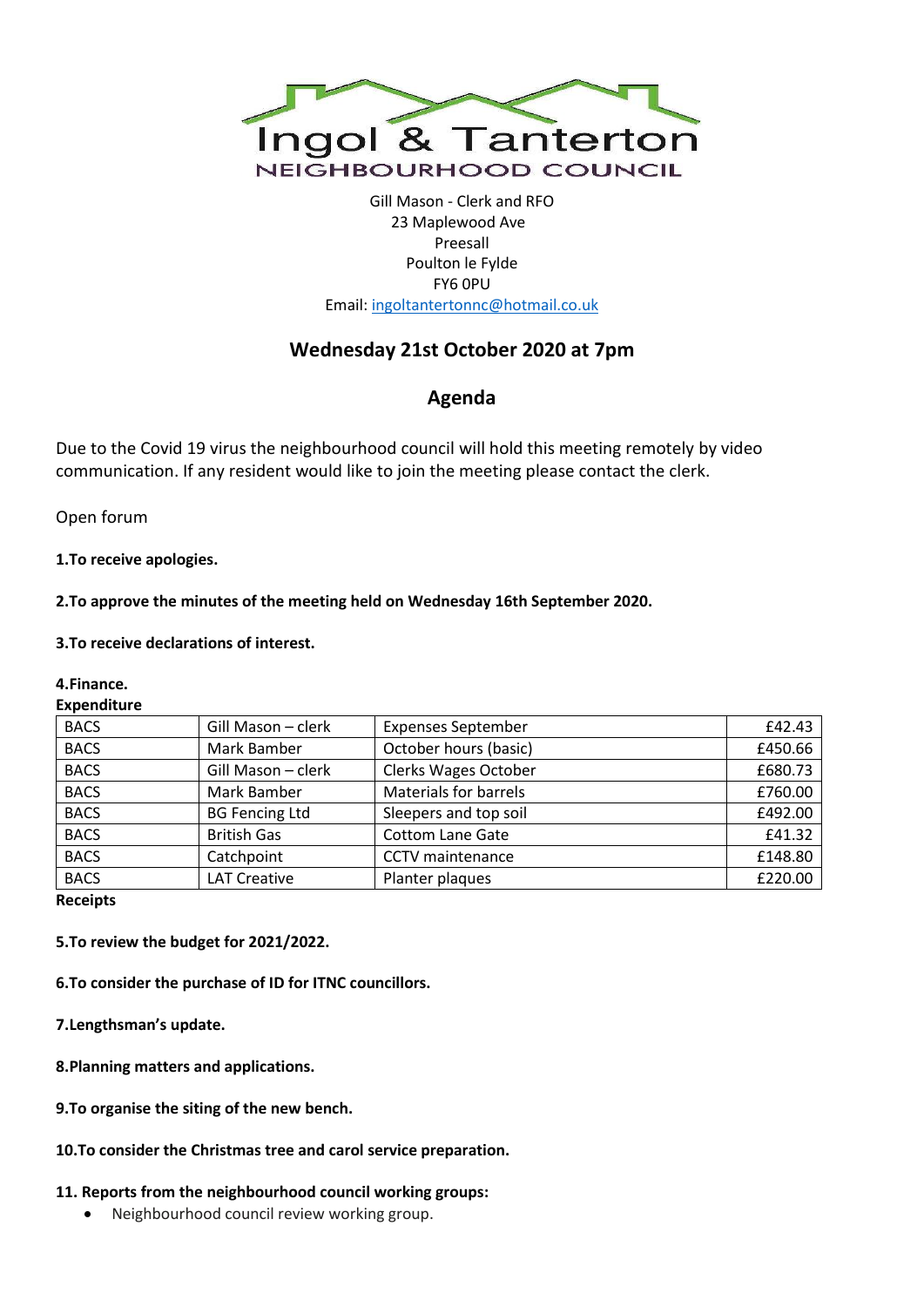Ingol & Tanterton
NEIGHBOURHOOD COUNCIL

Gill Mason - Clerk and RFO
23 Maplewood Ave
Preesall
Poulton le Fylde
FY6 0PU
Email: ingoltantertonnc@hotmail.co.uk

## Wednesday 21st October 2020 at 7pm

## Agenda

Due to the Covid 19 virus the neighbourhood council will hold this meeting remotely by video communication. If any resident would like to join the meeting please contact the clerk.

Open forum

**1.To receive apologies.**

**2.To approve the minutes of the meeting held on Wednesday 16th September 2020.**

**3.To receive declarations of interest.**

**4.Finance.**

**Expenditure**

| | | | |
|---|---|---|---|
| BACS | Gill Mason – clerk | Expenses September | £42.43 |
| BACS | Mark Bamber | October hours (basic) | £450.66 |
| BACS | Gill Mason – clerk | Clerks Wages October | £680.73 |
| BACS | Mark Bamber | Materials for barrels | £760.00 |
| BACS | BG Fencing Ltd | Sleepers and top soil | £492.00 |
| BACS | British Gas | Cottom Lane Gate | £41.32 |
| BACS | Catchpoint | CCTV maintenance | £148.80 |
| BACS | LAT Creative | Planter plaques | £220.00 |

**Receipts**

**5.To review the budget for 2021/2022.**

**6.To consider the purchase of ID for ITNC councillors.**

**7.Lengthsman's update.**

**8.Planning matters and applications.**

**9.To organise the siting of the new bench.**

**10.To consider the Christmas tree and carol service preparation.**

**11. Reports from the neighbourhood council working groups:**

- Neighbourhood council review working group.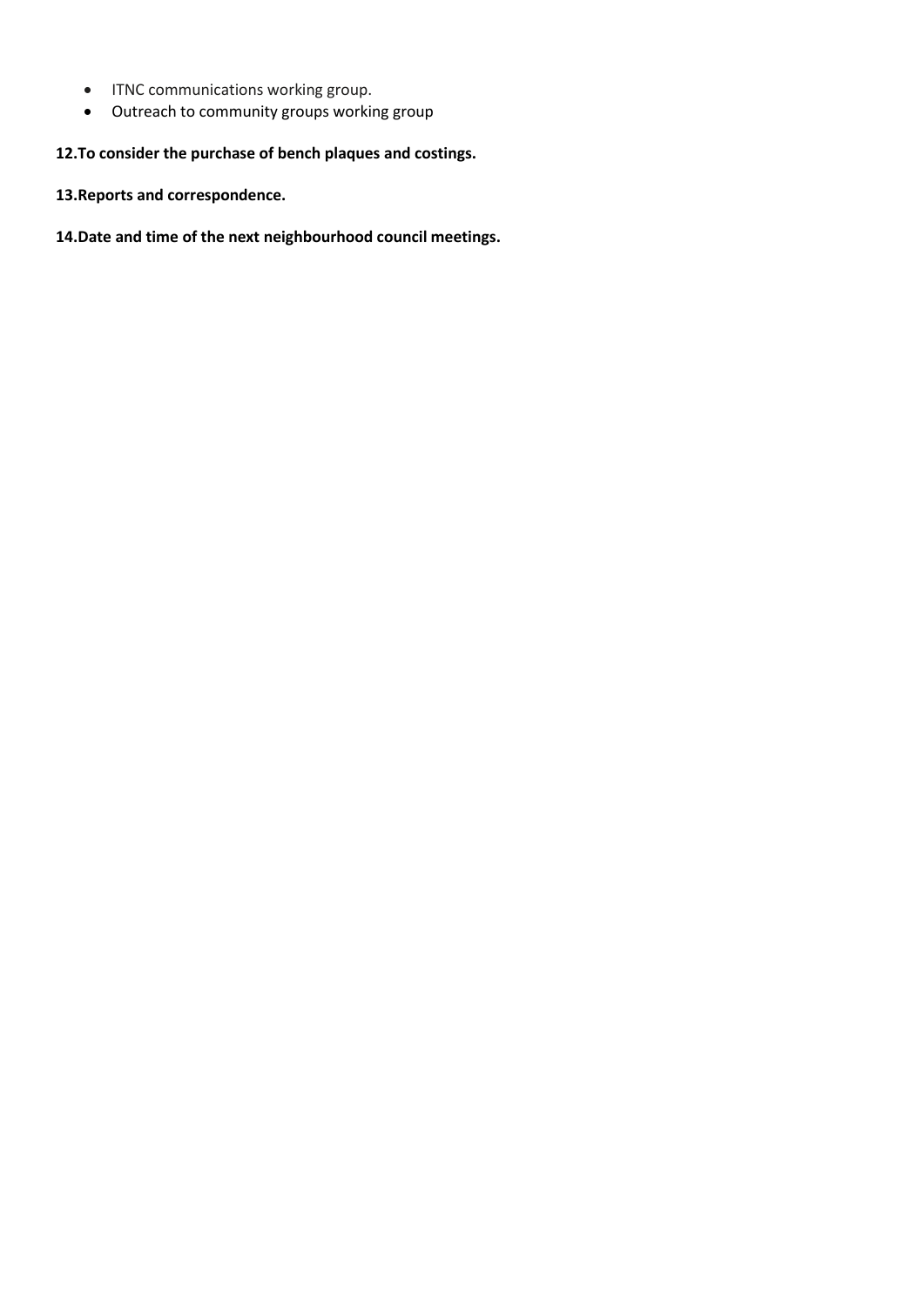- ITNC communications working group.
- Outreach to community groups working group

**12.To consider the purchase of bench plaques and costings.**

**13.Reports and correspondence.**

**14.Date and time of the next neighbourhood council meetings.**